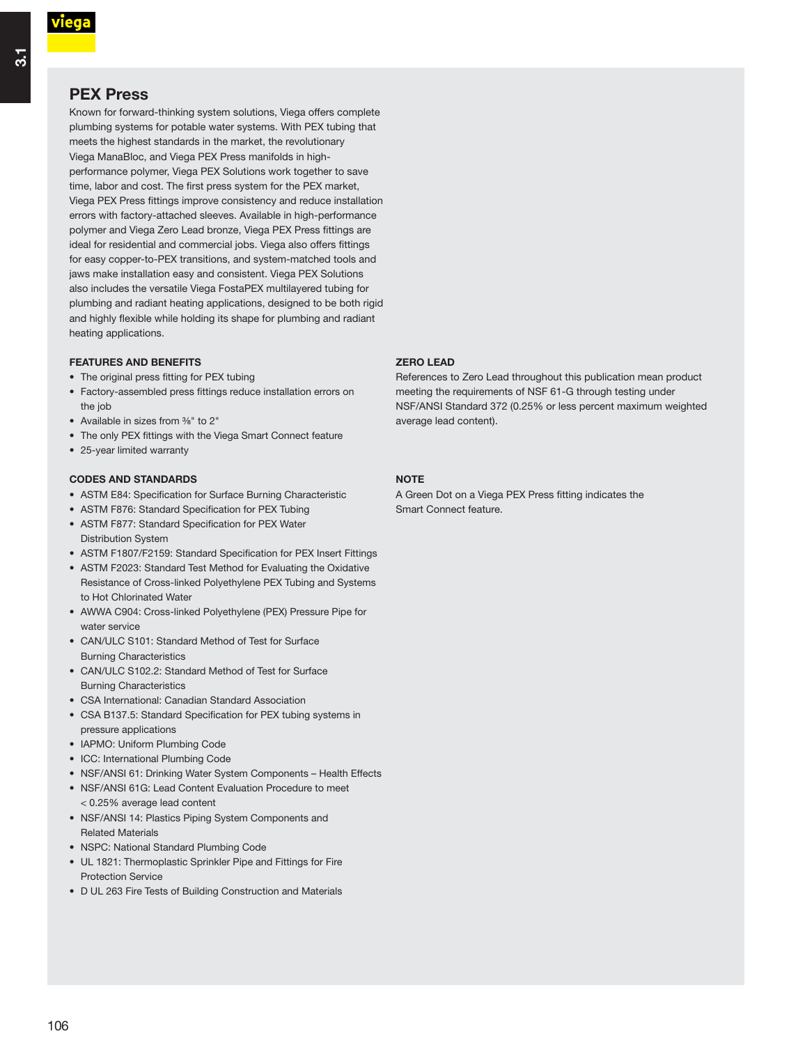# PEX Press

Known for forward-thinking system solutions, Viega offers complete plumbing systems for potable water systems. With PEX tubing that meets the highest standards in the market, the revolutionary Viega ManaBloc, and Viega PEX Press manifolds in high-performance polymer, Viega PEX Solutions work together to save time, labor and cost. The first press system for the PEX market, Viega PEX Press fittings improve consistency and reduce installation errors with factory-attached sleeves. Available in high-performance polymer and Viega Zero Lead bronze, Viega PEX Press fittings are ideal for residential and commercial jobs. Viega also offers fittings for easy copper-to-PEX transitions, and system-matched tools and jaws make installation easy and consistent. Viega PEX Solutions also includes the versatile Viega FostaPEX multilayered tubing for plumbing and radiant heating applications, designed to be both rigid and highly flexible while holding its shape for plumbing and radiant heating applications.

## FEATURES AND BENEFITS

- The original press fitting for PEX tubing
- Factory-assembled press fittings reduce installation errors on the job
- Available in sizes from ⅜" to 2"
- The only PEX fittings with the Viega Smart Connect feature
- 25-year limited warranty

## CODES AND STANDARDS

- ASTM E84: Specification for Surface Burning Characteristic
- ASTM F876: Standard Specification for PEX Tubing
- ASTM F877: Standard Specification for PEX Water Distribution System
- ASTM F1807/F2159: Standard Specification for PEX Insert Fittings
- ASTM F2023: Standard Test Method for Evaluating the Oxidative Resistance of Cross-linked Polyethylene PEX Tubing and Systems to Hot Chlorinated Water
- AWWA C904: Cross-linked Polyethylene (PEX) Pressure Pipe for water service
- CAN/ULC S101: Standard Method of Test for Surface Burning Characteristics
- CAN/ULC S102.2: Standard Method of Test for Surface Burning Characteristics
- CSA International: Canadian Standard Association
- CSA B137.5: Standard Specification for PEX tubing systems in pressure applications
- IAPMO: Uniform Plumbing Code
- ICC: International Plumbing Code
- NSF/ANSI 61: Drinking Water System Components – Health Effects
- NSF/ANSI 61G: Lead Content Evaluation Procedure to meet < 0.25% average lead content
- NSF/ANSI 14: Plastics Piping System Components and Related Materials
- NSPC: National Standard Plumbing Code
- UL 1821: Thermoplastic Sprinkler Pipe and Fittings for Fire Protection Service
- D UL 263 Fire Tests of Building Construction and Materials

## ZERO LEAD

References to Zero Lead throughout this publication mean product meeting the requirements of NSF 61-G through testing under NSF/ANSI Standard 372 (0.25% or less percent maximum weighted average lead content).

## NOTE

A Green Dot on a Viega PEX Press fitting indicates the Smart Connect feature.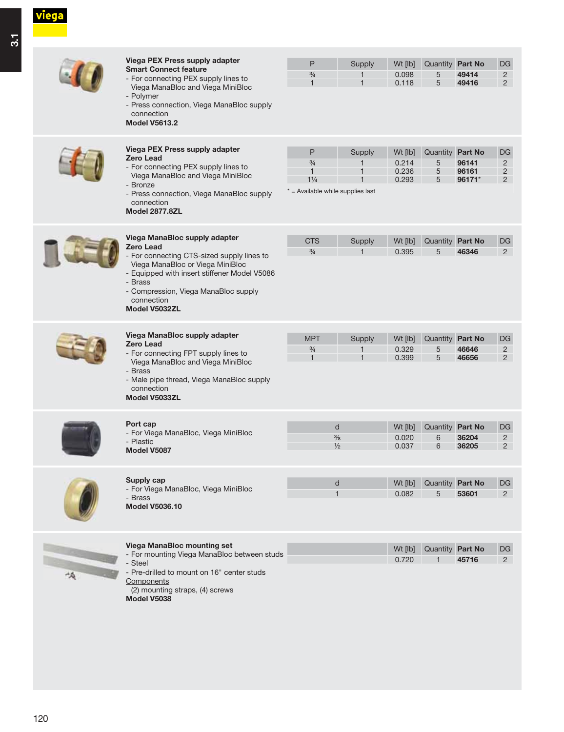**Viega PEX Press supply adapter**
**Smart Connect feature**
- For connecting PEX supply lines to Viega ManaBloc and Viega MiniBloc
- Polymer
- Press connection, Viega ManaBloc supply connection

**Model V5613.2**

| P | Supply | Wt [lb] | Quantity | Part No | DG |
|---|---|---|---|---|---|
| ¾ | 1 | 0.098 | 5 | **49414** | 2 |
| 1 | 1 | 0.118 | 5 | **49416** | 2 |

**Viega PEX Press supply adapter**
**Zero Lead**
- For connecting PEX supply lines to Viega ManaBloc and Viega MiniBloc
- Bronze
- Press connection, Viega ManaBloc supply connection

**Model 2877.8ZL**

| P | Supply | Wt [lb] | Quantity | Part No | DG |
|---|---|---|---|---|---|
| ¾ | 1 | 0.214 | 5 | **96141** | 2 |
| 1 | 1 | 0.236 | 5 | **96161** | 2 |
| 1¼ | 1 | 0.293 | 5 | **96171*** | 2 |

* = Available while supplies last

**Viega ManaBloc supply adapter**
**Zero Lead**
- For connecting CTS-sized supply lines to Viega ManaBloc or Viega MiniBloc
- Equipped with insert stiffener Model V5086
- Brass
- Compression, Viega ManaBloc supply connection

**Model V5032ZL**

| CTS | Supply | Wt [lb] | Quantity | Part No | DG |
|---|---|---|---|---|---|
| ¾ | 1 | 0.395 | 5 | **46346** | 2 |

**Viega ManaBloc supply adapter**
**Zero Lead**
- For connecting FPT supply lines to Viega ManaBloc and Viega MiniBloc
- Brass
- Male pipe thread, Viega ManaBloc supply connection

**Model V5033ZL**

| MPT | Supply | Wt [lb] | Quantity | Part No | DG |
|---|---|---|---|---|---|
| ¾ | 1 | 0.329 | 5 | **46646** | 2 |
| 1 | 1 | 0.399 | 5 | **46656** | 2 |

**Port cap**
- For Viega ManaBloc, Viega MiniBloc
- Plastic

**Model V5087**

| d | Wt [lb] | Quantity | Part No | DG |
|---|---|---|---|---|
| ⅜ | 0.020 | 6 | **36204** | 2 |
| ½ | 0.037 | 6 | **36205** | 2 |

**Supply cap**
- For Viega ManaBloc, Viega MiniBloc
- Brass

**Model V5036.10**

| d | Wt [lb] | Quantity | Part No | DG |
|---|---|---|---|---|
| 1 | 0.082 | 5 | **53601** | 2 |

**Viega ManaBloc mounting set**
- For mounting Viega ManaBloc between studs
- Steel
- Pre-drilled to mount on 16" center studs

Components
(2) mounting straps, (4) screws

**Model V5038**

| Wt [lb] | Quantity | Part No | DG |
|---|---|---|---|
| 0.720 | 1 | **45716** | 2 |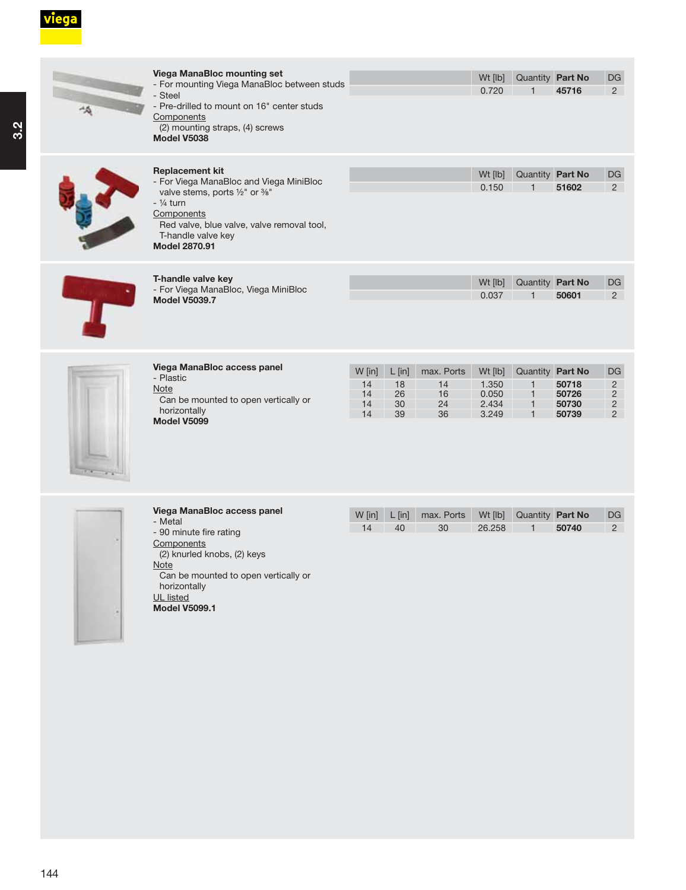**Viega ManaBloc mounting set**
- For mounting Viega ManaBloc between studs
- Steel
- Pre-drilled to mount on 16" center studs

Components
(2) mounting straps, (4) screws

**Model V5038**

| Wt [lb] | Quantity | Part No | DG |
|---|---|---|---|
| 0.720 | 1 | **45716** | 2 |

**Replacement kit**
- For Viega ManaBloc and Viega MiniBloc valve stems, ports ½" or ⅜"
- ¼ turn

Components
Red valve, blue valve, valve removal tool, T-handle valve key

**Model 2870.91**

| Wt [lb] | Quantity | Part No | DG |
|---|---|---|---|
| 0.150 | 1 | **51602** | 2 |

**T-handle valve key**
- For Viega ManaBloc, Viega MiniBloc

**Model V5039.7**

| Wt [lb] | Quantity | Part No | DG |
|---|---|---|---|
| 0.037 | 1 | **50601** | 2 |

**Viega ManaBloc access panel**
- Plastic

Note
Can be mounted to open vertically or horizontally

**Model V5099**

| W [in] | L [in] | max. Ports | Wt [lb] | Quantity | Part No | DG |
|---|---|---|---|---|---|---|
| 14 | 18 | 14 | 1.350 | 1 | **50718** | 2 |
| 14 | 26 | 16 | 0.050 | 1 | **50726** | 2 |
| 14 | 30 | 24 | 2.434 | 1 | **50730** | 2 |
| 14 | 39 | 36 | 3.249 | 1 | **50739** | 2 |

**Viega ManaBloc access panel**
- Metal
- 90 minute fire rating

Components
(2) knurled knobs, (2) keys

Note
Can be mounted to open vertically or horizontally

UL listed

**Model V5099.1**

| W [in] | L [in] | max. Ports | Wt [lb] | Quantity | Part No | DG |
|---|---|---|---|---|---|---|
| 14 | 40 | 30 | 26.258 | 1 | **50740** | 2 |